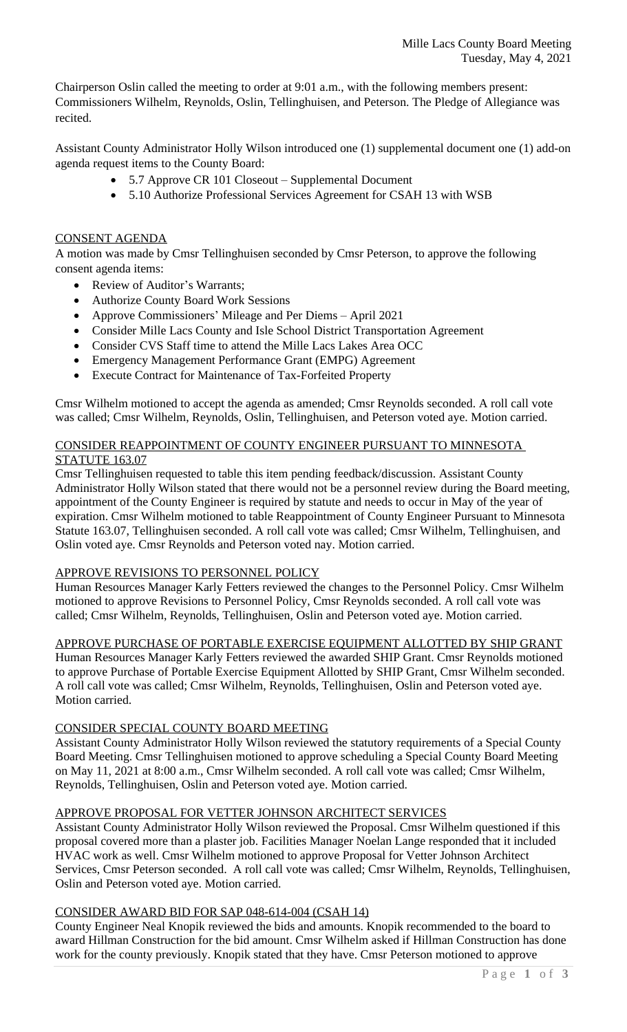Mille Lacs County Board Meeting
Tuesday, May 4, 2021

Chairperson Oslin called the meeting to order at 9:01 a.m., with the following members present: Commissioners Wilhelm, Reynolds, Oslin, Tellinghuisen, and Peterson. The Pledge of Allegiance was recited.

Assistant County Administrator Holly Wilson introduced one (1) supplemental document one (1) add-on agenda request items to the County Board:

- 5.7 Approve CR 101 Closeout – Supplemental Document
- 5.10 Authorize Professional Services Agreement for CSAH 13 with WSB

## CONSENT AGENDA

A motion was made by Cmsr Tellinghuisen seconded by Cmsr Peterson, to approve the following consent agenda items:

- Review of Auditor's Warrants;
- Authorize County Board Work Sessions
- Approve Commissioners' Mileage and Per Diems – April 2021
- Consider Mille Lacs County and Isle School District Transportation Agreement
- Consider CVS Staff time to attend the Mille Lacs Lakes Area OCC
- Emergency Management Performance Grant (EMPG) Agreement
- Execute Contract for Maintenance of Tax-Forfeited Property

Cmsr Wilhelm motioned to accept the agenda as amended; Cmsr Reynolds seconded. A roll call vote was called; Cmsr Wilhelm, Reynolds, Oslin, Tellinghuisen, and Peterson voted aye. Motion carried.

## CONSIDER REAPPOINTMENT OF COUNTY ENGINEER PURSUANT TO MINNESOTA STATUTE 163.07

Cmsr Tellinghuisen requested to table this item pending feedback/discussion. Assistant County Administrator Holly Wilson stated that there would not be a personnel review during the Board meeting, appointment of the County Engineer is required by statute and needs to occur in May of the year of expiration. Cmsr Wilhelm motioned to table Reappointment of County Engineer Pursuant to Minnesota Statute 163.07, Tellinghuisen seconded. A roll call vote was called; Cmsr Wilhelm, Tellinghuisen, and Oslin voted aye. Cmsr Reynolds and Peterson voted nay. Motion carried.

## APPROVE REVISIONS TO PERSONNEL POLICY

Human Resources Manager Karly Fetters reviewed the changes to the Personnel Policy. Cmsr Wilhelm motioned to approve Revisions to Personnel Policy, Cmsr Reynolds seconded. A roll call vote was called; Cmsr Wilhelm, Reynolds, Tellinghuisen, Oslin and Peterson voted aye. Motion carried.

## APPROVE PURCHASE OF PORTABLE EXERCISE EQUIPMENT ALLOTTED BY SHIP GRANT

Human Resources Manager Karly Fetters reviewed the awarded SHIP Grant. Cmsr Reynolds motioned to approve Purchase of Portable Exercise Equipment Allotted by SHIP Grant, Cmsr Wilhelm seconded. A roll call vote was called; Cmsr Wilhelm, Reynolds, Tellinghuisen, Oslin and Peterson voted aye. Motion carried.

## CONSIDER SPECIAL COUNTY BOARD MEETING

Assistant County Administrator Holly Wilson reviewed the statutory requirements of a Special County Board Meeting. Cmsr Tellinghuisen motioned to approve scheduling a Special County Board Meeting on May 11, 2021 at 8:00 a.m., Cmsr Wilhelm seconded. A roll call vote was called; Cmsr Wilhelm, Reynolds, Tellinghuisen, Oslin and Peterson voted aye. Motion carried.

## APPROVE PROPOSAL FOR VETTER JOHNSON ARCHITECT SERVICES

Assistant County Administrator Holly Wilson reviewed the Proposal. Cmsr Wilhelm questioned if this proposal covered more than a plaster job. Facilities Manager Noelan Lange responded that it included HVAC work as well. Cmsr Wilhelm motioned to approve Proposal for Vetter Johnson Architect Services, Cmsr Peterson seconded. A roll call vote was called; Cmsr Wilhelm, Reynolds, Tellinghuisen, Oslin and Peterson voted aye. Motion carried.

## CONSIDER AWARD BID FOR SAP 048-614-004 (CSAH 14)

County Engineer Neal Knopik reviewed the bids and amounts. Knopik recommended to the board to award Hillman Construction for the bid amount. Cmsr Wilhelm asked if Hillman Construction has done work for the county previously. Knopik stated that they have. Cmsr Peterson motioned to approve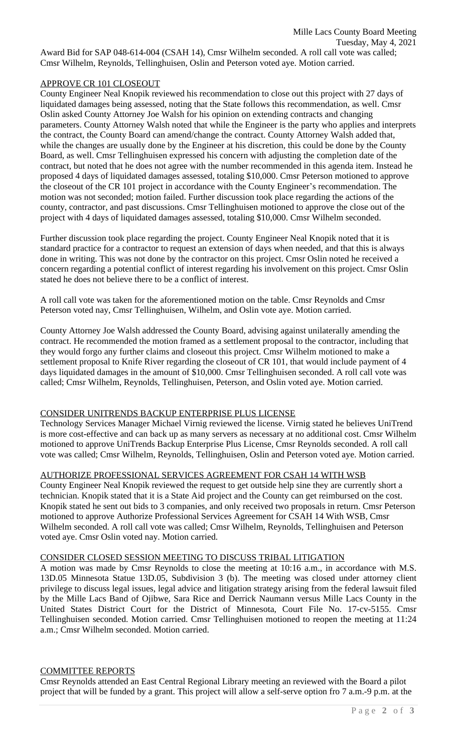Award Bid for SAP 048-614-004 (CSAH 14), Cmsr Wilhelm seconded. A roll call vote was called; Cmsr Wilhelm, Reynolds, Tellinghuisen, Oslin and Peterson voted aye. Motion carried.

## APPROVE CR 101 CLOSEOUT

County Engineer Neal Knopik reviewed his recommendation to close out this project with 27 days of liquidated damages being assessed, noting that the State follows this recommendation, as well. Cmsr Oslin asked County Attorney Joe Walsh for his opinion on extending contracts and changing parameters. County Attorney Walsh noted that while the Engineer is the party who applies and interprets the contract, the County Board can amend/change the contract. County Attorney Walsh added that, while the changes are usually done by the Engineer at his discretion, this could be done by the County Board, as well. Cmsr Tellinghuisen expressed his concern with adjusting the completion date of the contract, but noted that he does not agree with the number recommended in this agenda item. Instead he proposed 4 days of liquidated damages assessed, totaling $10,000. Cmsr Peterson motioned to approve the closeout of the CR 101 project in accordance with the County Engineer's recommendation. The motion was not seconded; motion failed. Further discussion took place regarding the actions of the county, contractor, and past discussions. Cmsr Tellinghuisen motioned to approve the close out of the project with 4 days of liquidated damages assessed, totaling $10,000. Cmsr Wilhelm seconded.

Further discussion took place regarding the project. County Engineer Neal Knopik noted that it is standard practice for a contractor to request an extension of days when needed, and that this is always done in writing. This was not done by the contractor on this project. Cmsr Oslin noted he received a concern regarding a potential conflict of interest regarding his involvement on this project. Cmsr Oslin stated he does not believe there to be a conflict of interest.

A roll call vote was taken for the aforementioned motion on the table. Cmsr Reynolds and Cmsr Peterson voted nay, Cmsr Tellinghuisen, Wilhelm, and Oslin vote aye. Motion carried.

County Attorney Joe Walsh addressed the County Board, advising against unilaterally amending the contract. He recommended the motion framed as a settlement proposal to the contractor, including that they would forgo any further claims and closeout this project. Cmsr Wilhelm motioned to make a settlement proposal to Knife River regarding the closeout of CR 101, that would include payment of 4 days liquidated damages in the amount of $10,000. Cmsr Tellinghuisen seconded. A roll call vote was called; Cmsr Wilhelm, Reynolds, Tellinghuisen, Peterson, and Oslin voted aye. Motion carried.

## CONSIDER UNITRENDS BACKUP ENTERPRISE PLUS LICENSE

Technology Services Manager Michael Virnig reviewed the license. Virnig stated he believes UniTrend is more cost-effective and can back up as many servers as necessary at no additional cost. Cmsr Wilhelm motioned to approve UniTrends Backup Enterprise Plus License, Cmsr Reynolds seconded. A roll call vote was called; Cmsr Wilhelm, Reynolds, Tellinghuisen, Oslin and Peterson voted aye. Motion carried.

## AUTHORIZE PROFESSIONAL SERVICES AGREEMENT FOR CSAH 14 WITH WSB

County Engineer Neal Knopik reviewed the request to get outside help sine they are currently short a technician. Knopik stated that it is a State Aid project and the County can get reimbursed on the cost. Knopik stated he sent out bids to 3 companies, and only received two proposals in return. Cmsr Peterson motioned to approve Authorize Professional Services Agreement for CSAH 14 With WSB, Cmsr Wilhelm seconded. A roll call vote was called; Cmsr Wilhelm, Reynolds, Tellinghuisen and Peterson voted aye. Cmsr Oslin voted nay. Motion carried.

## CONSIDER CLOSED SESSION MEETING TO DISCUSS TRIBAL LITIGATION

A motion was made by Cmsr Reynolds to close the meeting at 10:16 a.m., in accordance with M.S. 13D.05 Minnesota Statue 13D.05, Subdivision 3 (b). The meeting was closed under attorney client privilege to discuss legal issues, legal advice and litigation strategy arising from the federal lawsuit filed by the Mille Lacs Band of Ojibwe, Sara Rice and Derrick Naumann versus Mille Lacs County in the United States District Court for the District of Minnesota, Court File No. 17-cv-5155. Cmsr Tellinghuisen seconded. Motion carried. Cmsr Tellinghuisen motioned to reopen the meeting at 11:24 a.m.; Cmsr Wilhelm seconded. Motion carried.

## COMMITTEE REPORTS

Cmsr Reynolds attended an East Central Regional Library meeting an reviewed with the Board a pilot project that will be funded by a grant. This project will allow a self-serve option fro 7 a.m.-9 p.m. at the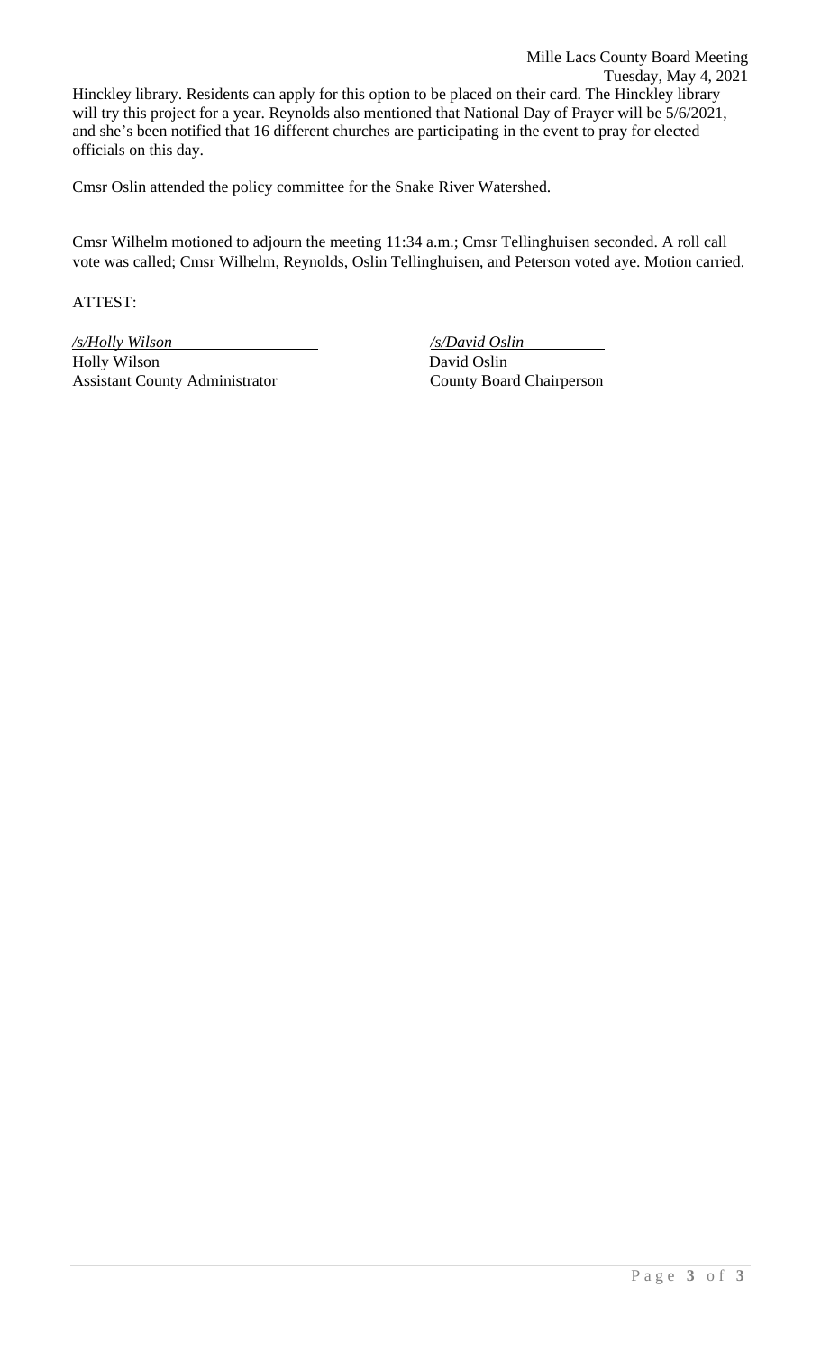Hinckley library. Residents can apply for this option to be placed on their card. The Hinckley library will try this project for a year. Reynolds also mentioned that National Day of Prayer will be 5/6/2021, and she's been notified that 16 different churches are participating in the event to pray for elected officials on this day.

Cmsr Oslin attended the policy committee for the Snake River Watershed.

Cmsr Wilhelm motioned to adjourn the meeting 11:34 a.m.; Cmsr Tellinghuisen seconded. A roll call vote was called; Cmsr Wilhelm, Reynolds, Oslin Tellinghuisen, and Peterson voted aye. Motion carried.

ATTEST:

| | |
|---|---|
| */s/Holly Wilson* | */s/David Oslin* |
| Holly Wilson | David Oslin |
| Assistant County Administrator | County Board Chairperson |